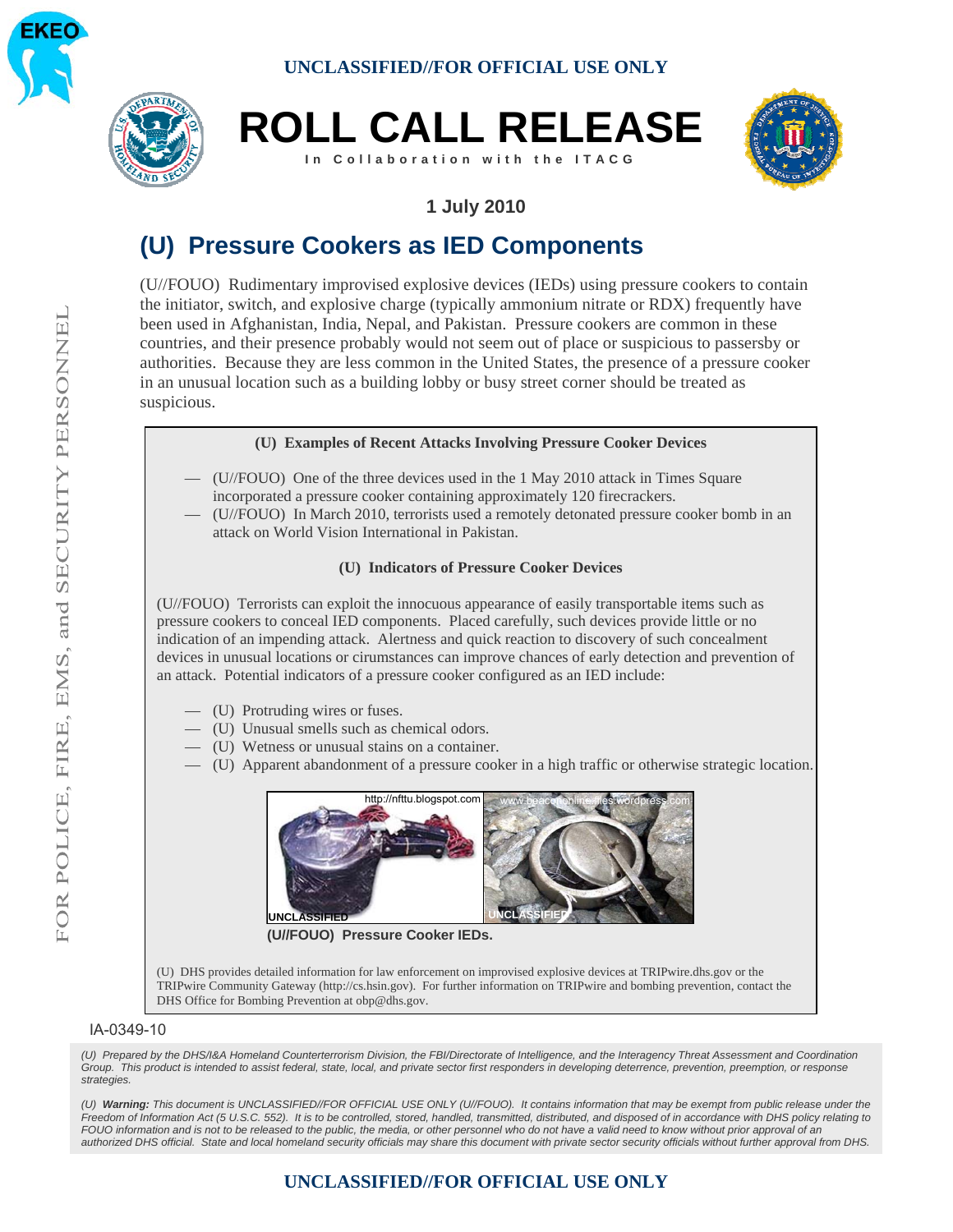UNCLASSIFIED//FOR OFFICIAL USE ONLY

# ROLL CALL RELEASE

In Collaboration with the ITACG

1 July 2010

## (U) Pressure Cookers as IED Components

(U//FOUO) Rudimentary improvised explosive devices (IEDs) using pressure cookers to contain the initiator, switch, and explosive charge (typically ammonium nitrate or RDX) frequently have been used in Afghanistan, India, Nepal, and Pakistan. Pressure cookers are common in these countries, and their presence probably would not seem out of place or suspicious to passersby or authorities. Because they are less common in the United States, the presence of a pressure cooker in an unusual location such as a building lobby or busy street corner should be treated as suspicious.

### (U) Examples of Recent Attacks Involving Pressure Cooker Devices

- (U//FOUO) One of the three devices used in the 1 May 2010 attack in Times Square incorporated a pressure cooker containing approximately 120 firecrackers.
- (U//FOUO) In March 2010, terrorists used a remotely detonated pressure cooker bomb in an attack on World Vision International in Pakistan.

### (U) Indicators of Pressure Cooker Devices

(U//FOUO) Terrorists can exploit the innocuous appearance of easily transportable items such as pressure cookers to conceal IED components. Placed carefully, such devices provide little or no indication of an impending attack. Alertness and quick reaction to discovery of such concealment devices in unusual locations or cirumstances can improve chances of early detection and prevention of an attack. Potential indicators of a pressure cooker configured as an IED include:

- (U) Protruding wires or fuses.
- (U) Unusual smells such as chemical odors.
- (U) Wetness or unusual stains on a container.
- (U) Apparent abandonment of a pressure cooker in a high traffic or otherwise strategic location.

http://nfttu.blogspot.com | www.beacononline.files.wordpress.com

UNCLASSIFIED | UNCLASSIFIED

**(U//FOUO) Pressure Cooker IEDs.**

(U) DHS provides detailed information for law enforcement on improvised explosive devices at TRIPwire.dhs.gov or the TRIPwire Community Gateway (http://cs.hsin.gov). For further information on TRIPwire and bombing prevention, contact the DHS Office for Bombing Prevention at obp@dhs.gov.

IA-0349-10

*(U) Prepared by the DHS/I&A Homeland Counterterrorism Division, the FBI/Directorate of Intelligence, and the Interagency Threat Assessment and Coordination Group. This product is intended to assist federal, state, local, and private sector first responders in developing deterrence, prevention, preemption, or response strategies.*

*(U) **Warning:** This document is UNCLASSIFIED//FOR OFFICIAL USE ONLY (U//FOUO). It contains information that may be exempt from public release under the Freedom of Information Act (5 U.S.C. 552). It is to be controlled, stored, handled, transmitted, distributed, and disposed of in accordance with DHS policy relating to FOUO information and is not to be released to the public, the media, or other personnel who do not have a valid need to know without prior approval of an authorized DHS official. State and local homeland security officials may share this document with private sector security officials without further approval from DHS.*

FOR POLICE, FIRE, EMS, and SECURITY PERSONNEL

UNCLASSIFIED//FOR OFFICIAL USE ONLY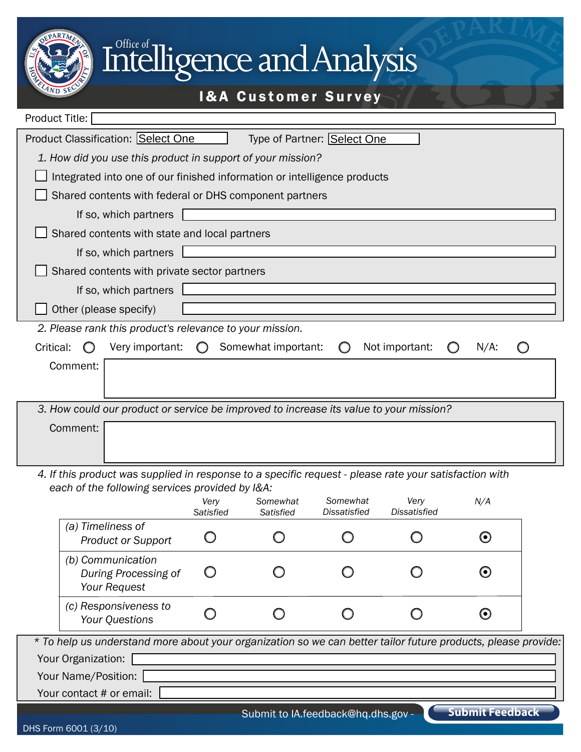# Office of Intelligence and Analysis

## I&A Customer Survey

Product Title:

Product Classification: Select One    Type of Partner: Select One

*1. How did you use this product in support of your mission?*

- [ ] Integrated into one of our finished information or intelligence products
- [ ] Shared contents with federal or DHS component partners
  - If so, which partners
- [ ] Shared contents with state and local partners
  - If so, which partners
- [ ] Shared contents with private sector partners
  - If so, which partners
- [ ] Other (please specify)

*2. Please rank this product's relevance to your mission.*

Critical: ○ Very important: ○ Somewhat important: ○ Not important: ○ N/A: ○

Comment:

*3. How could our product or service be improved to increase its value to your mission?*

Comment:

*4. If this product was supplied in response to a specific request - please rate your satisfaction with each of the following services provided by I&A:*

| | *Very Satisfied* | *Somewhat Satisfied* | *Somewhat Dissatisfied* | *Very Dissatisfied* | *N/A* |
|---|---|---|---|---|---|
| *(a) Timeliness of Product or Support* | ○ | ○ | ○ | ○ | ◉ |
| *(b) Communication During Processing of Your Request* | ○ | ○ | ○ | ○ | ◉ |
| *(c) Responsiveness to Your Questions* | ○ | ○ | ○ | ○ | ◉ |

*\* To help us understand more about your organization so we can better tailor future products, please provide:*

Your Organization:

Your Name/Position:

Your contact # or email:

Submit to IA.feedback@hq.dhs.gov - **Submit Feedback**

DHS Form 6001 (3/10)